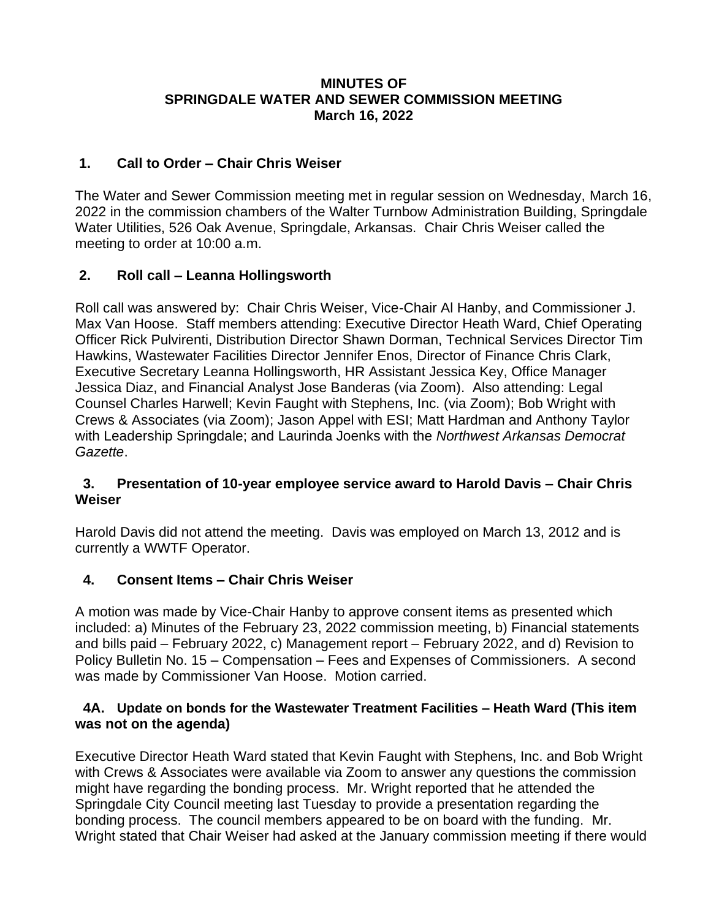# MINUTES OF
# SPRINGDALE WATER AND SEWER COMMISSION MEETING
# March 16, 2022

## 1. Call to Order – Chair Chris Weiser

The Water and Sewer Commission meeting met in regular session on Wednesday, March 16, 2022 in the commission chambers of the Walter Turnbow Administration Building, Springdale Water Utilities, 526 Oak Avenue, Springdale, Arkansas. Chair Chris Weiser called the meeting to order at 10:00 a.m.

## 2. Roll call – Leanna Hollingsworth

Roll call was answered by: Chair Chris Weiser, Vice-Chair Al Hanby, and Commissioner J. Max Van Hoose. Staff members attending: Executive Director Heath Ward, Chief Operating Officer Rick Pulvirenti, Distribution Director Shawn Dorman, Technical Services Director Tim Hawkins, Wastewater Facilities Director Jennifer Enos, Director of Finance Chris Clark, Executive Secretary Leanna Hollingsworth, HR Assistant Jessica Key, Office Manager Jessica Diaz, and Financial Analyst Jose Banderas (via Zoom). Also attending: Legal Counsel Charles Harwell; Kevin Faught with Stephens, Inc. (via Zoom); Bob Wright with Crews & Associates (via Zoom); Jason Appel with ESI; Matt Hardman and Anthony Taylor with Leadership Springdale; and Laurinda Joenks with the *Northwest Arkansas Democrat Gazette*.

## 3. Presentation of 10-year employee service award to Harold Davis – Chair Chris Weiser

Harold Davis did not attend the meeting. Davis was employed on March 13, 2012 and is currently a WWTF Operator.

## 4. Consent Items – Chair Chris Weiser

A motion was made by Vice-Chair Hanby to approve consent items as presented which included: a) Minutes of the February 23, 2022 commission meeting, b) Financial statements and bills paid – February 2022, c) Management report – February 2022, and d) Revision to Policy Bulletin No. 15 – Compensation – Fees and Expenses of Commissioners. A second was made by Commissioner Van Hoose. Motion carried.

## 4A. Update on bonds for the Wastewater Treatment Facilities – Heath Ward (This item was not on the agenda)

Executive Director Heath Ward stated that Kevin Faught with Stephens, Inc. and Bob Wright with Crews & Associates were available via Zoom to answer any questions the commission might have regarding the bonding process. Mr. Wright reported that he attended the Springdale City Council meeting last Tuesday to provide a presentation regarding the bonding process. The council members appeared to be on board with the funding. Mr. Wright stated that Chair Weiser had asked at the January commission meeting if there would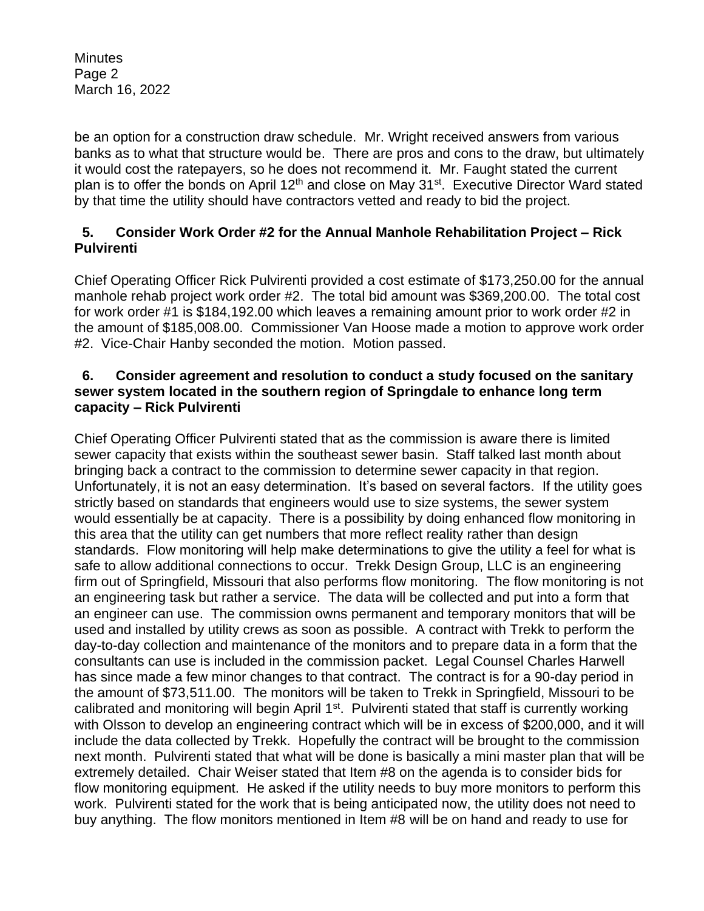be an option for a construction draw schedule. Mr. Wright received answers from various banks as to what that structure would be. There are pros and cons to the draw, but ultimately it would cost the ratepayers, so he does not recommend it. Mr. Faught stated the current plan is to offer the bonds on April 12th and close on May 31st. Executive Director Ward stated by that time the utility should have contractors vetted and ready to bid the project.

**5. Consider Work Order #2 for the Annual Manhole Rehabilitation Project – Rick Pulvirenti**

Chief Operating Officer Rick Pulvirenti provided a cost estimate of $173,250.00 for the annual manhole rehab project work order #2. The total bid amount was $369,200.00. The total cost for work order #1 is $184,192.00 which leaves a remaining amount prior to work order #2 in the amount of $185,008.00. Commissioner Van Hoose made a motion to approve work order #2. Vice-Chair Hanby seconded the motion. Motion passed.

**6. Consider agreement and resolution to conduct a study focused on the sanitary sewer system located in the southern region of Springdale to enhance long term capacity – Rick Pulvirenti**

Chief Operating Officer Pulvirenti stated that as the commission is aware there is limited sewer capacity that exists within the southeast sewer basin. Staff talked last month about bringing back a contract to the commission to determine sewer capacity in that region. Unfortunately, it is not an easy determination. It's based on several factors. If the utility goes strictly based on standards that engineers would use to size systems, the sewer system would essentially be at capacity. There is a possibility by doing enhanced flow monitoring in this area that the utility can get numbers that more reflect reality rather than design standards. Flow monitoring will help make determinations to give the utility a feel for what is safe to allow additional connections to occur. Trekk Design Group, LLC is an engineering firm out of Springfield, Missouri that also performs flow monitoring. The flow monitoring is not an engineering task but rather a service. The data will be collected and put into a form that an engineer can use. The commission owns permanent and temporary monitors that will be used and installed by utility crews as soon as possible. A contract with Trekk to perform the day-to-day collection and maintenance of the monitors and to prepare data in a form that the consultants can use is included in the commission packet. Legal Counsel Charles Harwell has since made a few minor changes to that contract. The contract is for a 90-day period in the amount of $73,511.00. The monitors will be taken to Trekk in Springfield, Missouri to be calibrated and monitoring will begin April 1st. Pulvirenti stated that staff is currently working with Olsson to develop an engineering contract which will be in excess of $200,000, and it will include the data collected by Trekk. Hopefully the contract will be brought to the commission next month. Pulvirenti stated that what will be done is basically a mini master plan that will be extremely detailed. Chair Weiser stated that Item #8 on the agenda is to consider bids for flow monitoring equipment. He asked if the utility needs to buy more monitors to perform this work. Pulvirenti stated for the work that is being anticipated now, the utility does not need to buy anything. The flow monitors mentioned in Item #8 will be on hand and ready to use for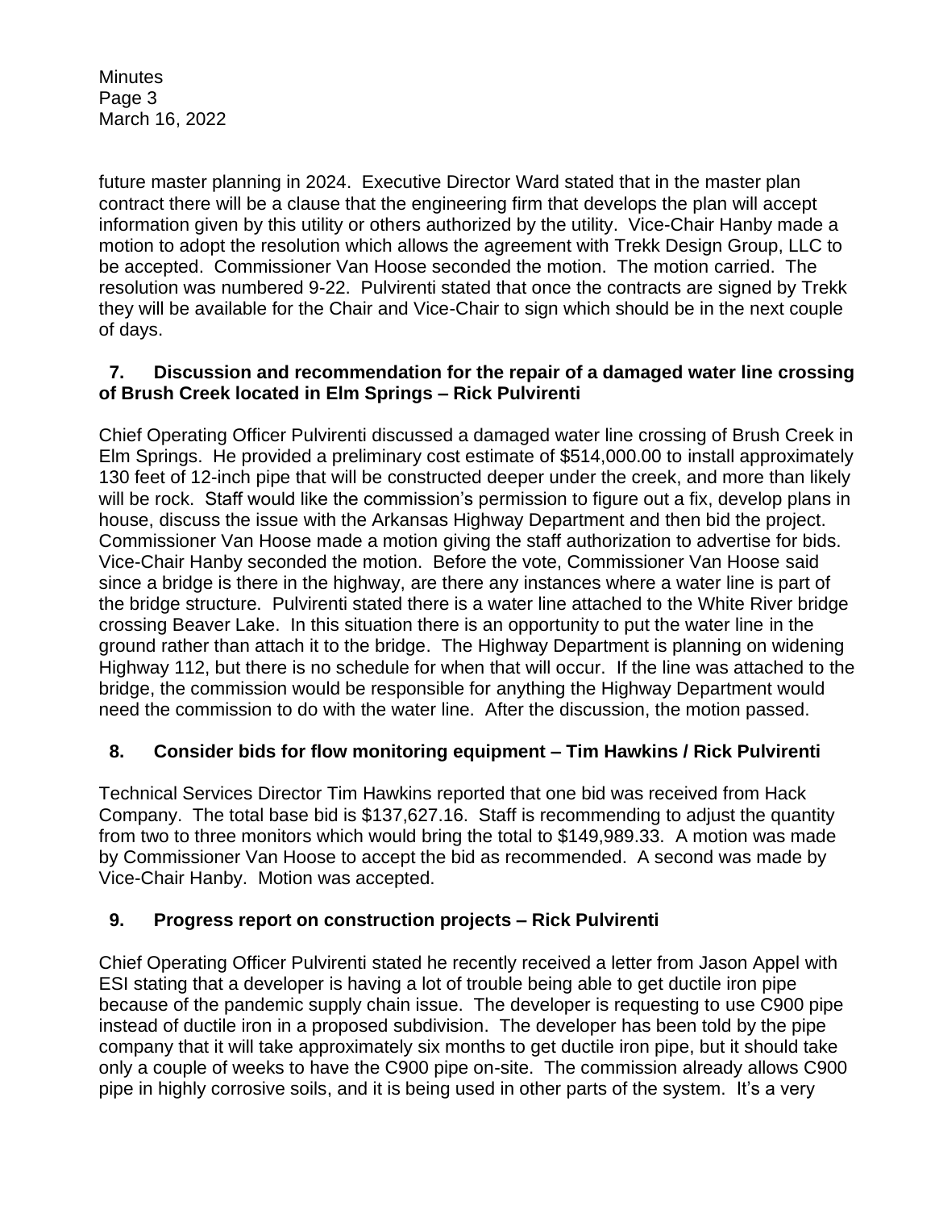future master planning in 2024. Executive Director Ward stated that in the master plan contract there will be a clause that the engineering firm that develops the plan will accept information given by this utility or others authorized by the utility. Vice-Chair Hanby made a motion to adopt the resolution which allows the agreement with Trekk Design Group, LLC to be accepted. Commissioner Van Hoose seconded the motion. The motion carried. The resolution was numbered 9-22. Pulvirenti stated that once the contracts are signed by Trekk they will be available for the Chair and Vice-Chair to sign which should be in the next couple of days.

**7. Discussion and recommendation for the repair of a damaged water line crossing of Brush Creek located in Elm Springs – Rick Pulvirenti**

Chief Operating Officer Pulvirenti discussed a damaged water line crossing of Brush Creek in Elm Springs. He provided a preliminary cost estimate of $514,000.00 to install approximately 130 feet of 12-inch pipe that will be constructed deeper under the creek, and more than likely will be rock. Staff would like the commission's permission to figure out a fix, develop plans in house, discuss the issue with the Arkansas Highway Department and then bid the project. Commissioner Van Hoose made a motion giving the staff authorization to advertise for bids. Vice-Chair Hanby seconded the motion. Before the vote, Commissioner Van Hoose said since a bridge is there in the highway, are there any instances where a water line is part of the bridge structure. Pulvirenti stated there is a water line attached to the White River bridge crossing Beaver Lake. In this situation there is an opportunity to put the water line in the ground rather than attach it to the bridge. The Highway Department is planning on widening Highway 112, but there is no schedule for when that will occur. If the line was attached to the bridge, the commission would be responsible for anything the Highway Department would need the commission to do with the water line. After the discussion, the motion passed.

**8. Consider bids for flow monitoring equipment – Tim Hawkins / Rick Pulvirenti**

Technical Services Director Tim Hawkins reported that one bid was received from Hack Company. The total base bid is $137,627.16. Staff is recommending to adjust the quantity from two to three monitors which would bring the total to $149,989.33. A motion was made by Commissioner Van Hoose to accept the bid as recommended. A second was made by Vice-Chair Hanby. Motion was accepted.

**9. Progress report on construction projects – Rick Pulvirenti**

Chief Operating Officer Pulvirenti stated he recently received a letter from Jason Appel with ESI stating that a developer is having a lot of trouble being able to get ductile iron pipe because of the pandemic supply chain issue. The developer is requesting to use C900 pipe instead of ductile iron in a proposed subdivision. The developer has been told by the pipe company that it will take approximately six months to get ductile iron pipe, but it should take only a couple of weeks to have the C900 pipe on-site. The commission already allows C900 pipe in highly corrosive soils, and it is being used in other parts of the system. It's a very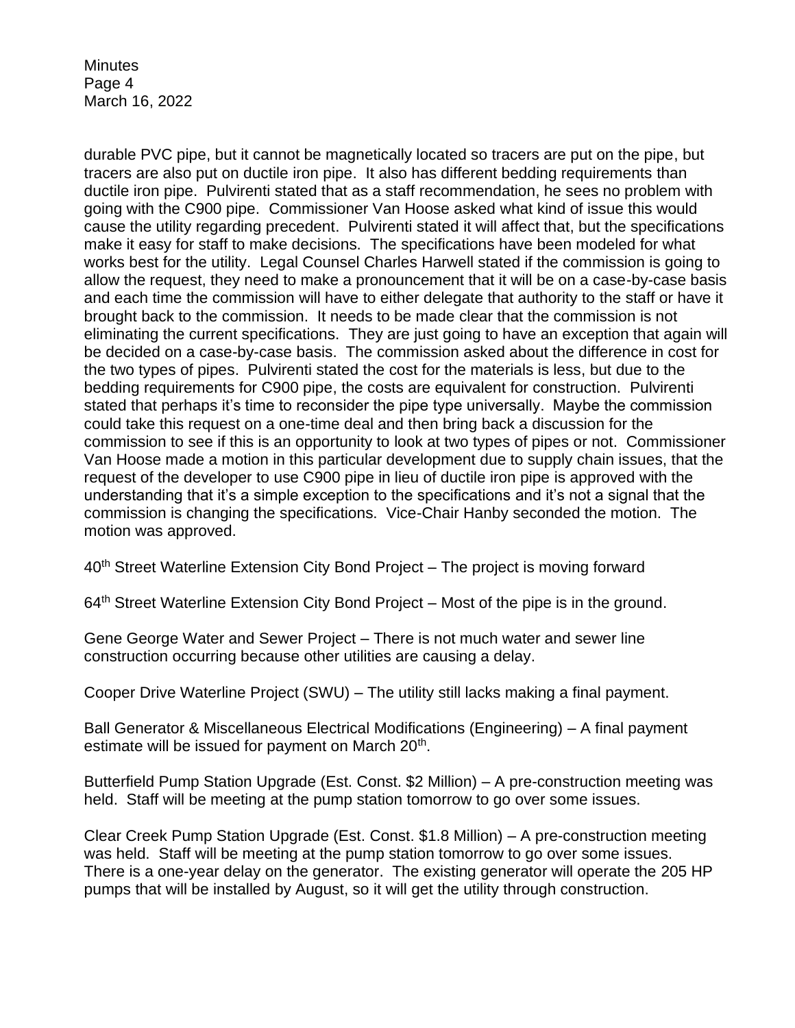durable PVC pipe, but it cannot be magnetically located so tracers are put on the pipe, but tracers are also put on ductile iron pipe. It also has different bedding requirements than ductile iron pipe. Pulvirenti stated that as a staff recommendation, he sees no problem with going with the C900 pipe. Commissioner Van Hoose asked what kind of issue this would cause the utility regarding precedent. Pulvirenti stated it will affect that, but the specifications make it easy for staff to make decisions. The specifications have been modeled for what works best for the utility. Legal Counsel Charles Harwell stated if the commission is going to allow the request, they need to make a pronouncement that it will be on a case-by-case basis and each time the commission will have to either delegate that authority to the staff or have it brought back to the commission. It needs to be made clear that the commission is not eliminating the current specifications. They are just going to have an exception that again will be decided on a case-by-case basis. The commission asked about the difference in cost for the two types of pipes. Pulvirenti stated the cost for the materials is less, but due to the bedding requirements for C900 pipe, the costs are equivalent for construction. Pulvirenti stated that perhaps it's time to reconsider the pipe type universally. Maybe the commission could take this request on a one-time deal and then bring back a discussion for the commission to see if this is an opportunity to look at two types of pipes or not. Commissioner Van Hoose made a motion in this particular development due to supply chain issues, that the request of the developer to use C900 pipe in lieu of ductile iron pipe is approved with the understanding that it's a simple exception to the specifications and it's not a signal that the commission is changing the specifications. Vice-Chair Hanby seconded the motion. The motion was approved.

40th Street Waterline Extension City Bond Project – The project is moving forward

64th Street Waterline Extension City Bond Project – Most of the pipe is in the ground.

Gene George Water and Sewer Project – There is not much water and sewer line construction occurring because other utilities are causing a delay.

Cooper Drive Waterline Project (SWU) – The utility still lacks making a final payment.

Ball Generator & Miscellaneous Electrical Modifications (Engineering) – A final payment estimate will be issued for payment on March 20th.

Butterfield Pump Station Upgrade (Est. Const. $2 Million) – A pre-construction meeting was held. Staff will be meeting at the pump station tomorrow to go over some issues.

Clear Creek Pump Station Upgrade (Est. Const. $1.8 Million) – A pre-construction meeting was held. Staff will be meeting at the pump station tomorrow to go over some issues. There is a one-year delay on the generator. The existing generator will operate the 205 HP pumps that will be installed by August, so it will get the utility through construction.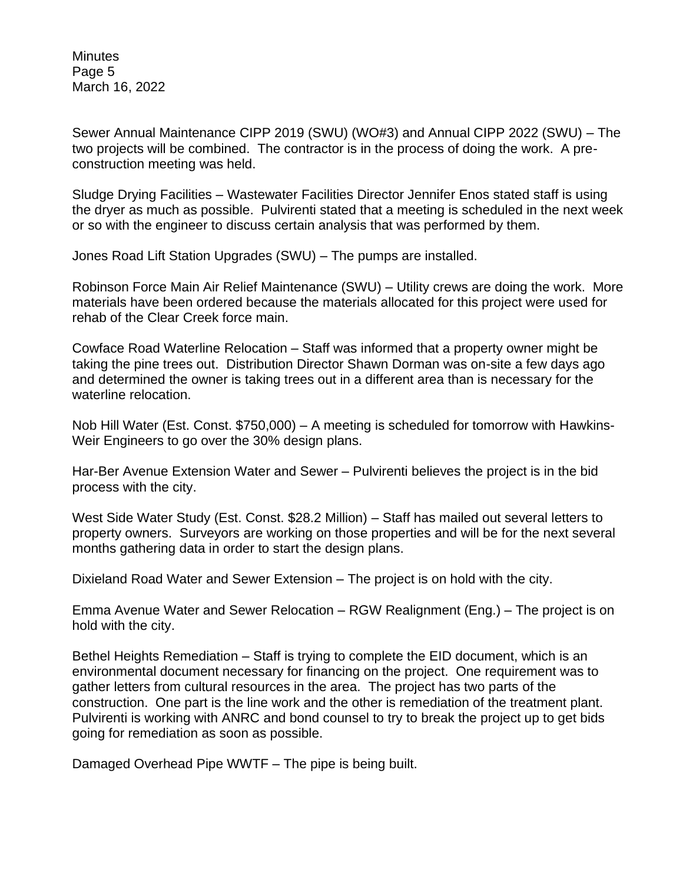Sewer Annual Maintenance CIPP 2019 (SWU) (WO#3) and Annual CIPP 2022 (SWU) – The two projects will be combined. The contractor is in the process of doing the work. A pre-construction meeting was held.

Sludge Drying Facilities – Wastewater Facilities Director Jennifer Enos stated staff is using the dryer as much as possible. Pulvirenti stated that a meeting is scheduled in the next week or so with the engineer to discuss certain analysis that was performed by them.

Jones Road Lift Station Upgrades (SWU) – The pumps are installed.

Robinson Force Main Air Relief Maintenance (SWU) – Utility crews are doing the work. More materials have been ordered because the materials allocated for this project were used for rehab of the Clear Creek force main.

Cowface Road Waterline Relocation – Staff was informed that a property owner might be taking the pine trees out. Distribution Director Shawn Dorman was on-site a few days ago and determined the owner is taking trees out in a different area than is necessary for the waterline relocation.

Nob Hill Water (Est. Const. $750,000) – A meeting is scheduled for tomorrow with Hawkins-Weir Engineers to go over the 30% design plans.

Har-Ber Avenue Extension Water and Sewer – Pulvirenti believes the project is in the bid process with the city.

West Side Water Study (Est. Const. $28.2 Million) – Staff has mailed out several letters to property owners. Surveyors are working on those properties and will be for the next several months gathering data in order to start the design plans.

Dixieland Road Water and Sewer Extension – The project is on hold with the city.

Emma Avenue Water and Sewer Relocation – RGW Realignment (Eng.) – The project is on hold with the city.

Bethel Heights Remediation – Staff is trying to complete the EID document, which is an environmental document necessary for financing on the project. One requirement was to gather letters from cultural resources in the area. The project has two parts of the construction. One part is the line work and the other is remediation of the treatment plant. Pulvirenti is working with ANRC and bond counsel to try to break the project up to get bids going for remediation as soon as possible.

Damaged Overhead Pipe WWTF – The pipe is being built.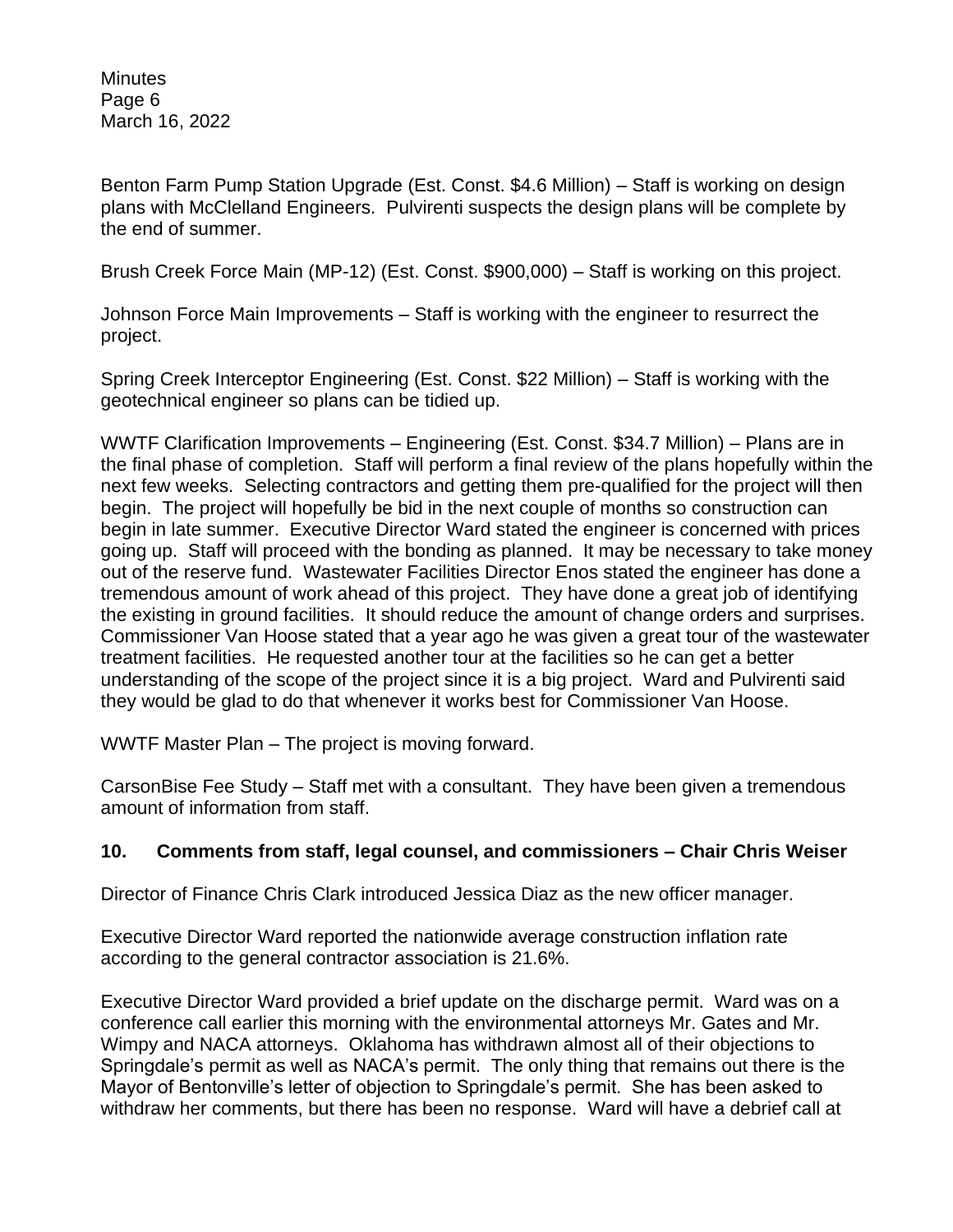Benton Farm Pump Station Upgrade (Est. Const. $4.6 Million) – Staff is working on design plans with McClelland Engineers. Pulvirenti suspects the design plans will be complete by the end of summer.

Brush Creek Force Main (MP-12) (Est. Const. $900,000) – Staff is working on this project.

Johnson Force Main Improvements – Staff is working with the engineer to resurrect the project.

Spring Creek Interceptor Engineering (Est. Const. $22 Million) – Staff is working with the geotechnical engineer so plans can be tidied up.

WWTF Clarification Improvements – Engineering (Est. Const. $34.7 Million) – Plans are in the final phase of completion. Staff will perform a final review of the plans hopefully within the next few weeks. Selecting contractors and getting them pre-qualified for the project will then begin. The project will hopefully be bid in the next couple of months so construction can begin in late summer. Executive Director Ward stated the engineer is concerned with prices going up. Staff will proceed with the bonding as planned. It may be necessary to take money out of the reserve fund. Wastewater Facilities Director Enos stated the engineer has done a tremendous amount of work ahead of this project. They have done a great job of identifying the existing in ground facilities. It should reduce the amount of change orders and surprises. Commissioner Van Hoose stated that a year ago he was given a great tour of the wastewater treatment facilities. He requested another tour at the facilities so he can get a better understanding of the scope of the project since it is a big project. Ward and Pulvirenti said they would be glad to do that whenever it works best for Commissioner Van Hoose.

WWTF Master Plan – The project is moving forward.

CarsonBise Fee Study – Staff met with a consultant. They have been given a tremendous amount of information from staff.

## 10. Comments from staff, legal counsel, and commissioners – Chair Chris Weiser

Director of Finance Chris Clark introduced Jessica Diaz as the new officer manager.

Executive Director Ward reported the nationwide average construction inflation rate according to the general contractor association is 21.6%.

Executive Director Ward provided a brief update on the discharge permit. Ward was on a conference call earlier this morning with the environmental attorneys Mr. Gates and Mr. Wimpy and NACA attorneys. Oklahoma has withdrawn almost all of their objections to Springdale's permit as well as NACA's permit. The only thing that remains out there is the Mayor of Bentonville's letter of objection to Springdale's permit. She has been asked to withdraw her comments, but there has been no response. Ward will have a debrief call at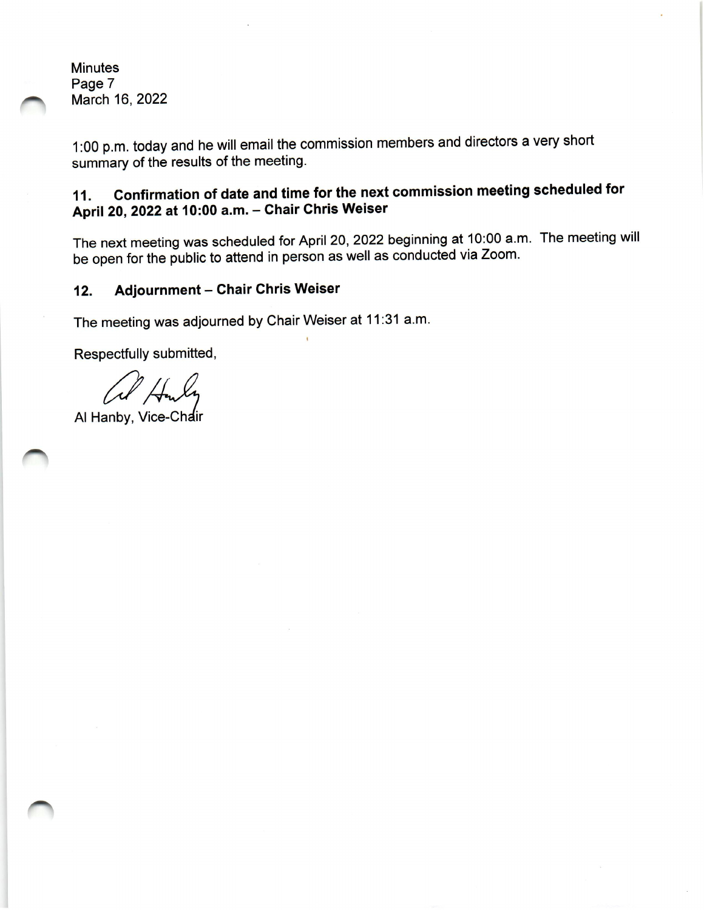1:00 p.m. today and he will email the commission members and directors a very short summary of the results of the meeting.

### 11. Confirmation of date and time for the next commission meeting scheduled for April 20, 2022 at 10:00 a.m. – Chair Chris Weiser

The next meeting was scheduled for April 20, 2022 beginning at 10:00 a.m. The meeting will be open for the public to attend in person as well as conducted via Zoom.

### 12. Adjournment – Chair Chris Weiser

The meeting was adjourned by Chair Weiser at 11:31 a.m.

Respectfully submitted,

Al Hanby, Vice-Chair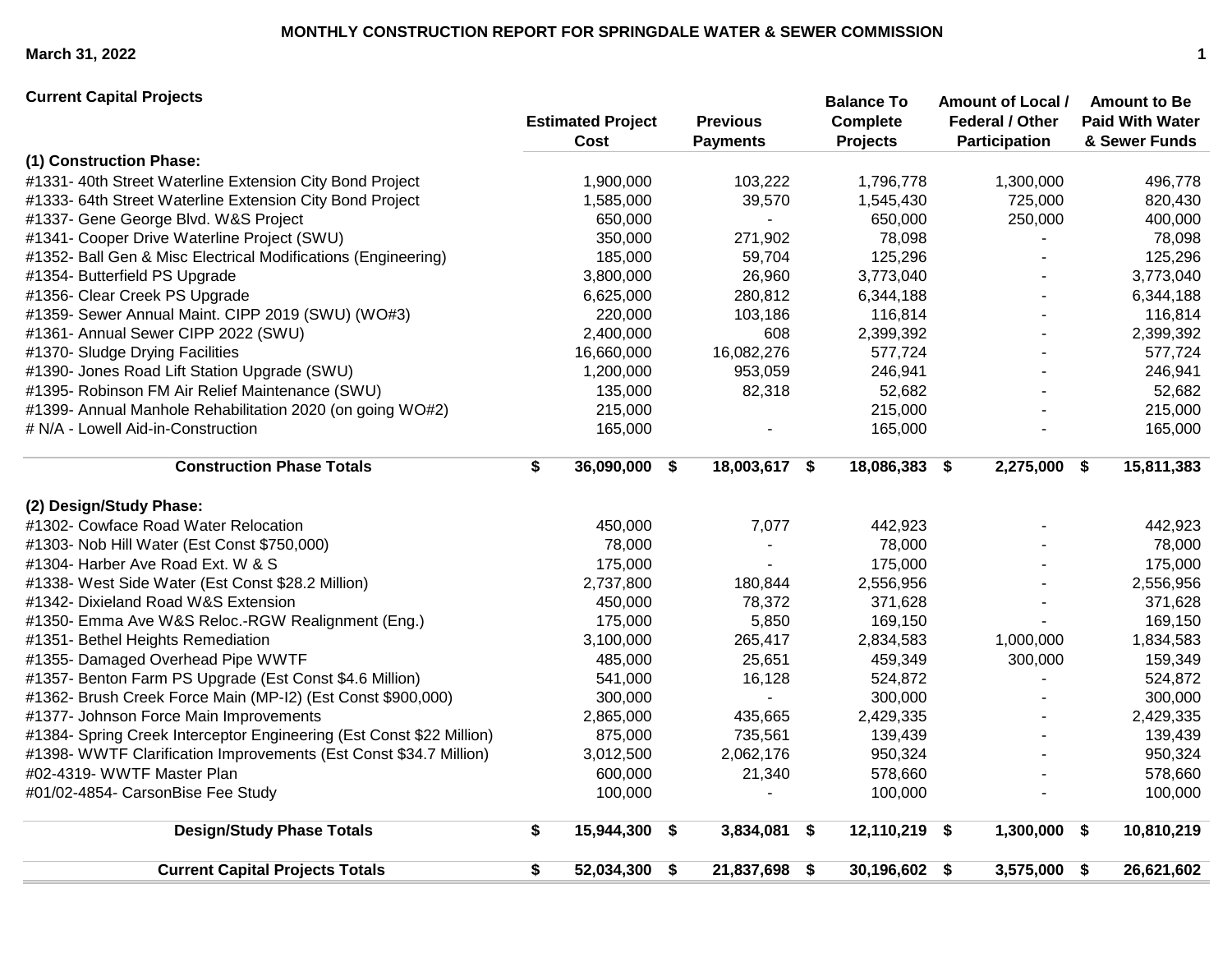# MONTHLY CONSTRUCTION REPORT FOR SPRINGDALE WATER & SEWER COMMISSION

**March 31, 2022**

| Current Capital Projects | Estimated Project Cost | Previous Payments | Balance To Complete Projects | Amount of Local / Federal / Other Participation | Amount to Be Paid With Water & Sewer Funds |
|---|---|---|---|---|---|
| **(1) Construction Phase:** | | | | | |
| #1331- 40th Street Waterline Extension City Bond Project | 1,900,000 | 103,222 | 1,796,778 | 1,300,000 | 496,778 |
| #1333- 64th Street Waterline Extension City Bond Project | 1,585,000 | 39,570 | 1,545,430 | 725,000 | 820,430 |
| #1337- Gene George Blvd. W&S Project | 650,000 | - | 650,000 | 250,000 | 400,000 |
| #1341- Cooper Drive Waterline Project (SWU) | 350,000 | 271,902 | 78,098 | - | 78,098 |
| #1352- Ball Gen & Misc Electrical Modifications (Engineering) | 185,000 | 59,704 | 125,296 | - | 125,296 |
| #1354- Butterfield PS Upgrade | 3,800,000 | 26,960 | 3,773,040 | - | 3,773,040 |
| #1356- Clear Creek PS Upgrade | 6,625,000 | 280,812 | 6,344,188 | - | 6,344,188 |
| #1359- Sewer Annual Maint. CIPP 2019 (SWU) (WO#3) | 220,000 | 103,186 | 116,814 | - | 116,814 |
| #1361- Annual Sewer CIPP 2022 (SWU) | 2,400,000 | 608 | 2,399,392 | - | 2,399,392 |
| #1370- Sludge Drying Facilities | 16,660,000 | 16,082,276 | 577,724 | - | 577,724 |
| #1390- Jones Road Lift Station Upgrade (SWU) | 1,200,000 | 953,059 | 246,941 | - | 246,941 |
| #1395- Robinson FM Air Relief Maintenance (SWU) | 135,000 | 82,318 | 52,682 | - | 52,682 |
| #1399- Annual Manhole Rehabilitation 2020 (on going WO#2) | 215,000 | | 215,000 | - | 215,000 |
| # N/A - Lowell Aid-in-Construction | 165,000 | - | 165,000 | - | 165,000 |
| **Construction Phase Totals** | **$ 36,090,000** | **$ 18,003,617** | **$ 18,086,383** | **$ 2,275,000** | **$ 15,811,383** |
| **(2) Design/Study Phase:** | | | | | |
| #1302- Cowface Road Water Relocation | 450,000 | 7,077 | 442,923 | - | 442,923 |
| #1303- Nob Hill Water (Est Const $750,000) | 78,000 | - | 78,000 | - | 78,000 |
| #1304- Harber Ave Road Ext. W & S | 175,000 | - | 175,000 | - | 175,000 |
| #1338- West Side Water (Est Const $28.2 Million) | 2,737,800 | 180,844 | 2,556,956 | - | 2,556,956 |
| #1342- Dixieland Road W&S Extension | 450,000 | 78,372 | 371,628 | - | 371,628 |
| #1350- Emma Ave W&S Reloc.-RGW Realignment (Eng.) | 175,000 | 5,850 | 169,150 | - | 169,150 |
| #1351- Bethel Heights Remediation | 3,100,000 | 265,417 | 2,834,583 | 1,000,000 | 1,834,583 |
| #1355- Damaged Overhead Pipe WWTF | 485,000 | 25,651 | 459,349 | 300,000 | 159,349 |
| #1357- Benton Farm PS Upgrade (Est Const $4.6 Million) | 541,000 | 16,128 | 524,872 | - | 524,872 |
| #1362- Brush Creek Force Main (MP-I2) (Est Const $900,000) | 300,000 | - | 300,000 | - | 300,000 |
| #1377- Johnson Force Main Improvements | 2,865,000 | 435,665 | 2,429,335 | - | 2,429,335 |
| #1384- Spring Creek Interceptor Engineering (Est Const $22 Million) | 875,000 | 735,561 | 139,439 | - | 139,439 |
| #1398- WWTF Clarification Improvements (Est Const $34.7 Million) | 3,012,500 | 2,062,176 | 950,324 | - | 950,324 |
| #02-4319- WWTF Master Plan | 600,000 | 21,340 | 578,660 | - | 578,660 |
| #01/02-4854- CarsonBise Fee Study | 100,000 | - | 100,000 | - | 100,000 |
| **Design/Study Phase Totals** | **$ 15,944,300** | **$ 3,834,081** | **$ 12,110,219** | **$ 1,300,000** | **$ 10,810,219** |
| **Current Capital Projects Totals** | **$ 52,034,300** | **$ 21,837,698** | **$ 30,196,602** | **$ 3,575,000** | **$ 26,621,602** |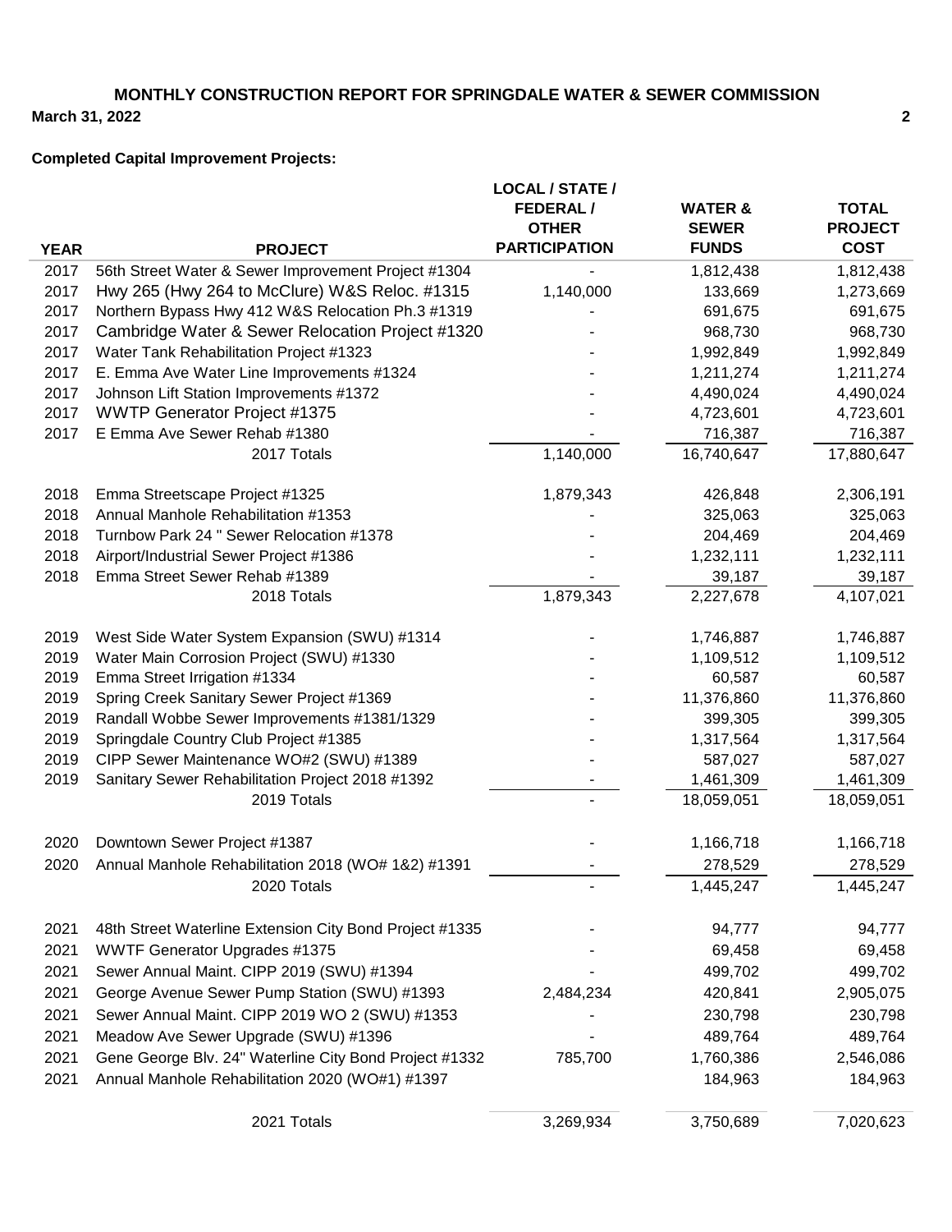## MONTHLY CONSTRUCTION REPORT FOR SPRINGDALE WATER & SEWER COMMISSION

**March 31, 2022**

**Completed Capital Improvement Projects:**

| YEAR | PROJECT | LOCAL / STATE / FEDERAL / OTHER PARTICIPATION | WATER & SEWER FUNDS | TOTAL PROJECT COST |
|---|---|---|---|---|
| 2017 | 56th Street Water & Sewer Improvement Project #1304 | - | 1,812,438 | 1,812,438 |
| 2017 | Hwy 265 (Hwy 264 to McClure) W&S Reloc. #1315 | 1,140,000 | 133,669 | 1,273,669 |
| 2017 | Northern Bypass Hwy 412 W&S Relocation Ph.3 #1319 | - | 691,675 | 691,675 |
| 2017 | Cambridge Water & Sewer Relocation Project #1320 | - | 968,730 | 968,730 |
| 2017 | Water Tank Rehabilitation Project #1323 | - | 1,992,849 | 1,992,849 |
| 2017 | E. Emma Ave Water Line Improvements #1324 | - | 1,211,274 | 1,211,274 |
| 2017 | Johnson Lift Station Improvements #1372 | - | 4,490,024 | 4,490,024 |
| 2017 | WWTP Generator Project #1375 | - | 4,723,601 | 4,723,601 |
| 2017 | E Emma Ave Sewer Rehab #1380 | - | 716,387 | 716,387 |
| | 2017 Totals | 1,140,000 | 16,740,647 | 17,880,647 |
| 2018 | Emma Streetscape Project #1325 | 1,879,343 | 426,848 | 2,306,191 |
| 2018 | Annual Manhole Rehabilitation #1353 | - | 325,063 | 325,063 |
| 2018 | Turnbow Park 24 " Sewer Relocation #1378 | - | 204,469 | 204,469 |
| 2018 | Airport/Industrial Sewer Project #1386 | - | 1,232,111 | 1,232,111 |
| 2018 | Emma Street Sewer Rehab #1389 | - | 39,187 | 39,187 |
| | 2018 Totals | 1,879,343 | 2,227,678 | 4,107,021 |
| 2019 | West Side Water System Expansion (SWU) #1314 | - | 1,746,887 | 1,746,887 |
| 2019 | Water Main Corrosion Project (SWU) #1330 | - | 1,109,512 | 1,109,512 |
| 2019 | Emma Street Irrigation #1334 | - | 60,587 | 60,587 |
| 2019 | Spring Creek Sanitary Sewer Project #1369 | - | 11,376,860 | 11,376,860 |
| 2019 | Randall Wobbe Sewer Improvements #1381/1329 | - | 399,305 | 399,305 |
| 2019 | Springdale Country Club Project #1385 | - | 1,317,564 | 1,317,564 |
| 2019 | CIPP Sewer Maintenance WO#2 (SWU) #1389 | - | 587,027 | 587,027 |
| 2019 | Sanitary Sewer Rehabilitation Project 2018 #1392 | - | 1,461,309 | 1,461,309 |
| | 2019 Totals | - | 18,059,051 | 18,059,051 |
| 2020 | Downtown Sewer Project #1387 | - | 1,166,718 | 1,166,718 |
| 2020 | Annual Manhole Rehabilitation 2018 (WO# 1&2) #1391 | - | 278,529 | 278,529 |
| | 2020 Totals | - | 1,445,247 | 1,445,247 |
| 2021 | 48th Street Waterline Extension City Bond Project #1335 | - | 94,777 | 94,777 |
| 2021 | WWTF Generator Upgrades #1375 | - | 69,458 | 69,458 |
| 2021 | Sewer Annual Maint. CIPP 2019 (SWU) #1394 | - | 499,702 | 499,702 |
| 2021 | George Avenue Sewer Pump Station (SWU) #1393 | 2,484,234 | 420,841 | 2,905,075 |
| 2021 | Sewer Annual Maint. CIPP 2019 WO 2 (SWU) #1353 | - | 230,798 | 230,798 |
| 2021 | Meadow Ave Sewer Upgrade (SWU) #1396 | - | 489,764 | 489,764 |
| 2021 | Gene George Blv. 24" Waterline City Bond Project #1332 | 785,700 | 1,760,386 | 2,546,086 |
| 2021 | Annual Manhole Rehabilitation 2020 (WO#1) #1397 | | 184,963 | 184,963 |
| | 2021 Totals | 3,269,934 | 3,750,689 | 7,020,623 |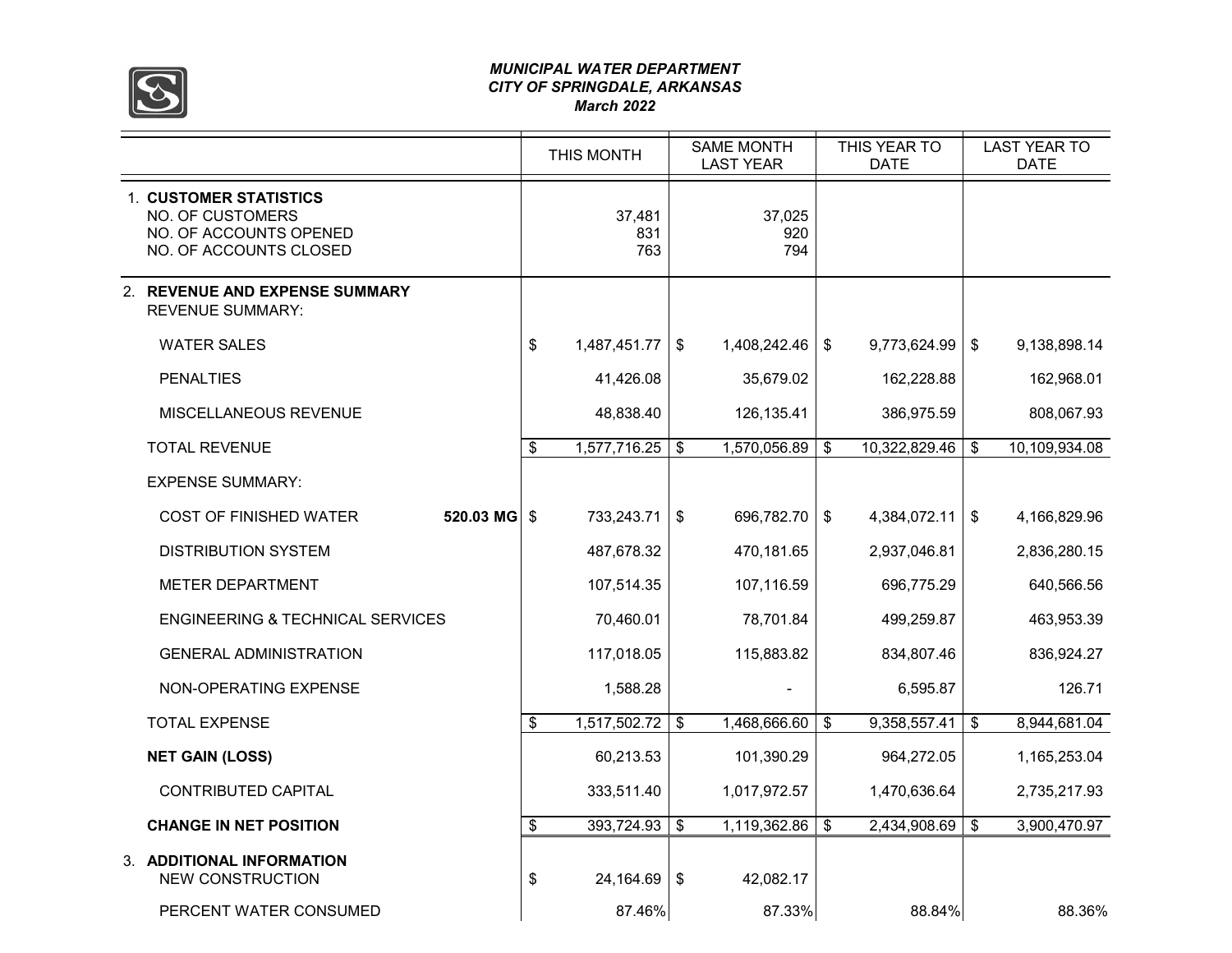*MUNICIPAL WATER DEPARTMENT*
*CITY OF SPRINGDALE, ARKANSAS*
*March 2022*

| | THIS MONTH | SAME MONTH LAST YEAR | THIS YEAR TO DATE | LAST YEAR TO DATE |
|---|---|---|---|---|
| 1. **CUSTOMER STATISTICS** | | | | |
| NO. OF CUSTOMERS | 37,481 | 37,025 | | |
| NO. OF ACCOUNTS OPENED | 831 | 920 | | |
| NO. OF ACCOUNTS CLOSED | 763 | 794 | | |
| 2. **REVENUE AND EXPENSE SUMMARY** | | | | |
| REVENUE SUMMARY: | | | | |
| WATER SALES | $ 1,487,451.77 | $ 1,408,242.46 | $ 9,773,624.99 | $ 9,138,898.14 |
| PENALTIES | 41,426.08 | 35,679.02 | 162,228.88 | 162,968.01 |
| MISCELLANEOUS REVENUE | 48,838.40 | 126,135.41 | 386,975.59 | 808,067.93 |
| TOTAL REVENUE | $ 1,577,716.25 | $ 1,570,056.89 | $ 10,322,829.46 | $ 10,109,934.08 |
| EXPENSE SUMMARY: | | | | |
| COST OF FINISHED WATER **520.03 MG** | $ 733,243.71 | $ 696,782.70 | $ 4,384,072.11 | $ 4,166,829.96 |
| DISTRIBUTION SYSTEM | 487,678.32 | 470,181.65 | 2,937,046.81 | 2,836,280.15 |
| METER DEPARTMENT | 107,514.35 | 107,116.59 | 696,775.29 | 640,566.56 |
| ENGINEERING & TECHNICAL SERVICES | 70,460.01 | 78,701.84 | 499,259.87 | 463,953.39 |
| GENERAL ADMINISTRATION | 117,018.05 | 115,883.82 | 834,807.46 | 836,924.27 |
| NON-OPERATING EXPENSE | 1,588.28 | - | 6,595.87 | 126.71 |
| TOTAL EXPENSE | $ 1,517,502.72 | $ 1,468,666.60 | $ 9,358,557.41 | $ 8,944,681.04 |
| **NET GAIN (LOSS)** | 60,213.53 | 101,390.29 | 964,272.05 | 1,165,253.04 |
| CONTRIBUTED CAPITAL | 333,511.40 | 1,017,972.57 | 1,470,636.64 | 2,735,217.93 |
| **CHANGE IN NET POSITION** | $ 393,724.93 | $ 1,119,362.86 | $ 2,434,908.69 | $ 3,900,470.97 |
| 3. **ADDITIONAL INFORMATION** | | | | |
| NEW CONSTRUCTION | $ 24,164.69 | $ 42,082.17 | | |
| PERCENT WATER CONSUMED | 87.46% | 87.33% | 88.84% | 88.36% |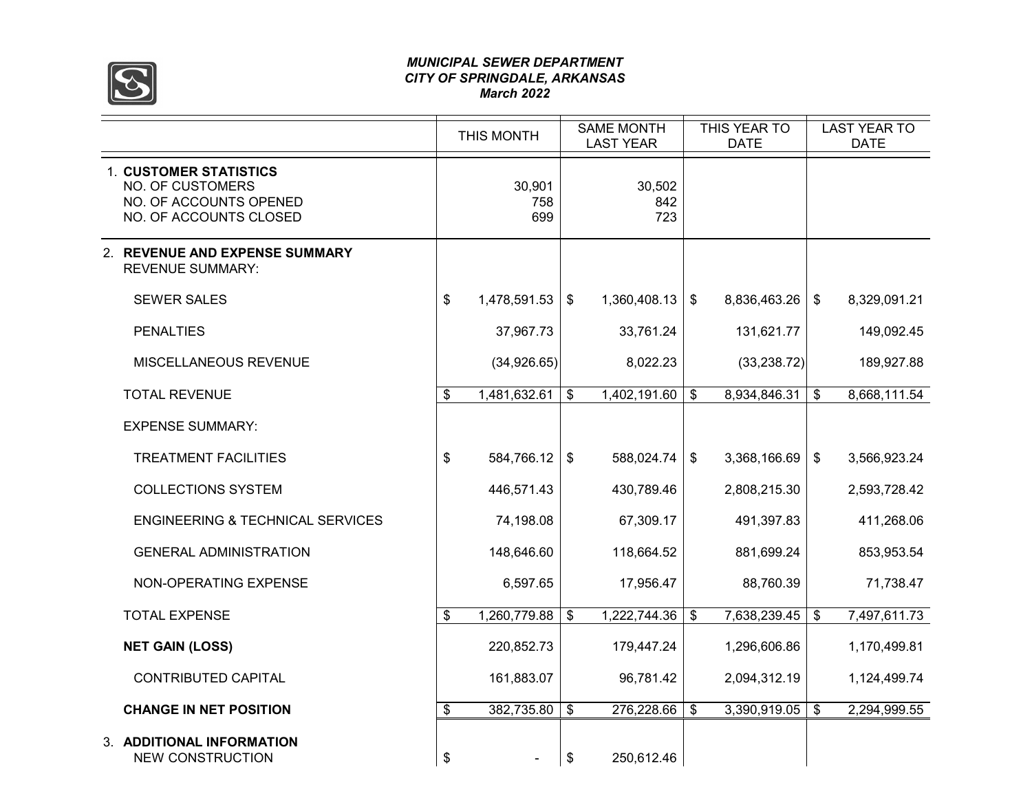*MUNICIPAL SEWER DEPARTMENT*
*CITY OF SPRINGDALE, ARKANSAS*
*March 2022*

| | THIS MONTH | SAME MONTH LAST YEAR | THIS YEAR TO DATE | LAST YEAR TO DATE |
|---|---|---|---|---|
| 1. **CUSTOMER STATISTICS** | | | | |
| NO. OF CUSTOMERS | 30,901 | 30,502 | | |
| NO. OF ACCOUNTS OPENED | 758 | 842 | | |
| NO. OF ACCOUNTS CLOSED | 699 | 723 | | |
| 2. **REVENUE AND EXPENSE SUMMARY** | | | | |
| REVENUE SUMMARY: | | | | |
| SEWER SALES | $ 1,478,591.53 | $ 1,360,408.13 | $ 8,836,463.26 | $ 8,329,091.21 |
| PENALTIES | 37,967.73 | 33,761.24 | 131,621.77 | 149,092.45 |
| MISCELLANEOUS REVENUE | (34,926.65) | 8,022.23 | (33,238.72) | 189,927.88 |
| TOTAL REVENUE | $ 1,481,632.61 | $ 1,402,191.60 | $ 8,934,846.31 | $ 8,668,111.54 |
| EXPENSE SUMMARY: | | | | |
| TREATMENT FACILITIES | $ 584,766.12 | $ 588,024.74 | $ 3,368,166.69 | $ 3,566,923.24 |
| COLLECTIONS SYSTEM | 446,571.43 | 430,789.46 | 2,808,215.30 | 2,593,728.42 |
| ENGINEERING & TECHNICAL SERVICES | 74,198.08 | 67,309.17 | 491,397.83 | 411,268.06 |
| GENERAL ADMINISTRATION | 148,646.60 | 118,664.52 | 881,699.24 | 853,953.54 |
| NON-OPERATING EXPENSE | 6,597.65 | 17,956.47 | 88,760.39 | 71,738.47 |
| TOTAL EXPENSE | $ 1,260,779.88 | $ 1,222,744.36 | $ 7,638,239.45 | $ 7,497,611.73 |
| **NET GAIN (LOSS)** | 220,852.73 | 179,447.24 | 1,296,606.86 | 1,170,499.81 |
| CONTRIBUTED CAPITAL | 161,883.07 | 96,781.42 | 2,094,312.19 | 1,124,499.74 |
| **CHANGE IN NET POSITION** | $ 382,735.80 | $ 276,228.66 | $ 3,390,919.05 | $ 2,294,999.55 |
| 3. **ADDITIONAL INFORMATION** | | | | |
| NEW CONSTRUCTION | $ - | $ 250,612.46 | | |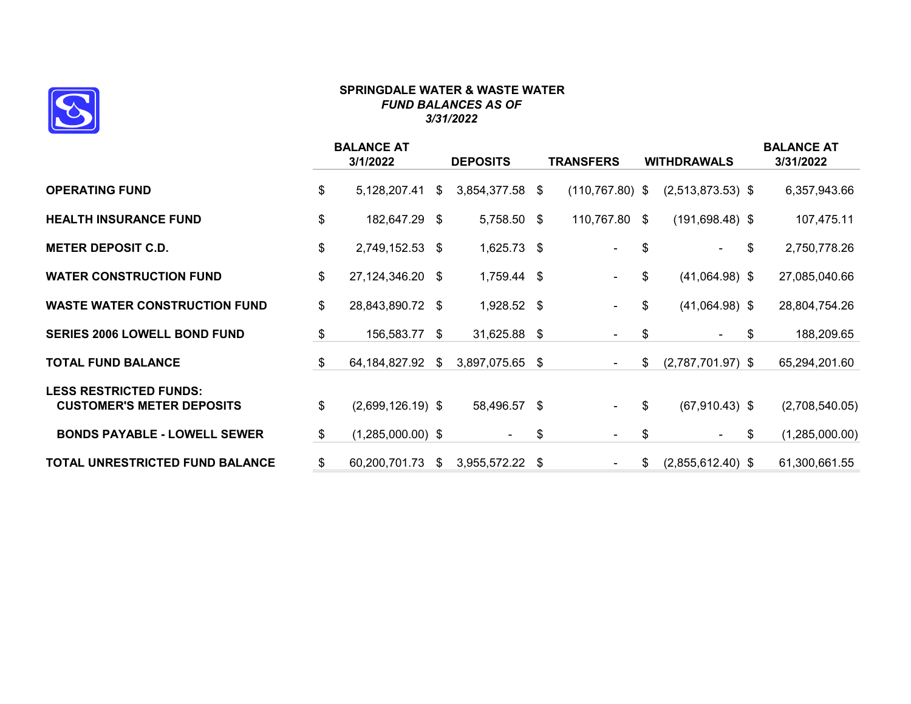**SPRINGDALE WATER & WASTE WATER**
***FUND BALANCES AS OF***
***3/31/2022***

| | BALANCE AT 3/1/2022 | DEPOSITS | TRANSFERS | WITHDRAWALS | BALANCE AT 3/31/2022 |
|---|---|---|---|---|---|
| **OPERATING FUND** | $ 5,128,207.41 | $ 3,854,377.58 | $ (110,767.80) | $ (2,513,873.53) | $ 6,357,943.66 |
| **HEALTH INSURANCE FUND** | $ 182,647.29 | $ 5,758.50 | $ 110,767.80 | $ (191,698.48) | $ 107,475.11 |
| **METER DEPOSIT C.D.** | $ 2,749,152.53 | $ 1,625.73 | $ - | $ - | $ 2,750,778.26 |
| **WATER CONSTRUCTION FUND** | $ 27,124,346.20 | $ 1,759.44 | $ - | $ (41,064.98) | $ 27,085,040.66 |
| **WASTE WATER CONSTRUCTION FUND** | $ 28,843,890.72 | $ 1,928.52 | $ - | $ (41,064.98) | $ 28,804,754.26 |
| **SERIES 2006 LOWELL BOND FUND** | $ 156,583.77 | $ 31,625.88 | $ - | $ - | $ 188,209.65 |
| **TOTAL FUND BALANCE** | $ 64,184,827.92 | $ 3,897,075.65 | $ - | $ (2,787,701.97) | $ 65,294,201.60 |
| **LESS RESTRICTED FUNDS:** | | | | | |
| **CUSTOMER'S METER DEPOSITS** | $ (2,699,126.19) | $ 58,496.57 | $ - | $ (67,910.43) | $ (2,708,540.05) |
| **BONDS PAYABLE - LOWELL SEWER** | $ (1,285,000.00) | $ - | $ - | $ - | $ (1,285,000.00) |
| **TOTAL UNRESTRICTED FUND BALANCE** | $ 60,200,701.73 | $ 3,955,572.22 | $ - | $ (2,855,612.40) | $ 61,300,661.55 |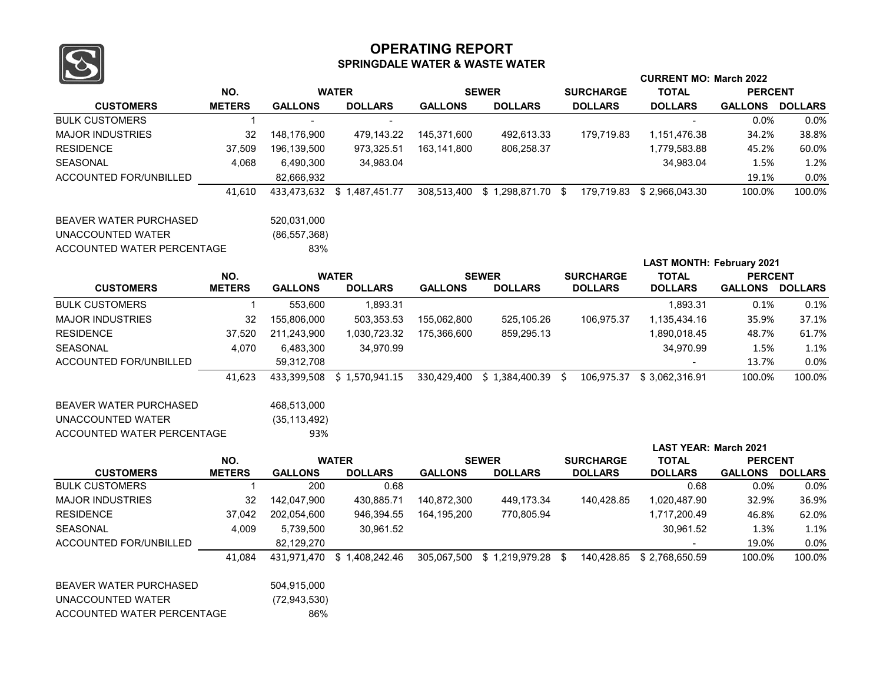# OPERATING REPORT

## SPRINGDALE WATER & WASTE WATER

**CURRENT MO: March 2022**

| CUSTOMERS | NO. METERS | WATER GALLONS | WATER DOLLARS | SEWER GALLONS | SEWER DOLLARS | SURCHARGE DOLLARS | TOTAL DOLLARS | PERCENT GALLONS | PERCENT DOLLARS |
|---|---|---|---|---|---|---|---|---|---|
| BULK CUSTOMERS | 1 | - | - | | | | - | 0.0% | 0.0% |
| MAJOR INDUSTRIES | 32 | 148,176,900 | 479,143.22 | 145,371,600 | 492,613.33 | 179,719.83 | 1,151,476.38 | 34.2% | 38.8% |
| RESIDENCE | 37,509 | 196,139,500 | 973,325.51 | 163,141,800 | 806,258.37 | | 1,779,583.88 | 45.2% | 60.0% |
| SEASONAL | 4,068 | 6,490,300 | 34,983.04 | | | | 34,983.04 | 1.5% | 1.2% |
| ACCOUNTED FOR/UNBILLED | | 82,666,932 | | | | | | 19.1% | 0.0% |
| | 41,610 | 433,473,632 | $ 1,487,451.77 | 308,513,400 | $ 1,298,871.70 | $ 179,719.83 | $ 2,966,043.30 | 100.0% | 100.0% |

| | |
|---|---|
| BEAVER WATER PURCHASED | 520,031,000 |
| UNACCOUNTED WATER | (86,557,368) |
| ACCOUNTED WATER PERCENTAGE | 83% |

**LAST MONTH: February 2021**

| CUSTOMERS | NO. METERS | WATER GALLONS | WATER DOLLARS | SEWER GALLONS | SEWER DOLLARS | SURCHARGE DOLLARS | TOTAL DOLLARS | PERCENT GALLONS | PERCENT DOLLARS |
|---|---|---|---|---|---|---|---|---|---|
| BULK CUSTOMERS | 1 | 553,600 | 1,893.31 | | | | 1,893.31 | 0.1% | 0.1% |
| MAJOR INDUSTRIES | 32 | 155,806,000 | 503,353.53 | 155,062,800 | 525,105.26 | 106,975.37 | 1,135,434.16 | 35.9% | 37.1% |
| RESIDENCE | 37,520 | 211,243,900 | 1,030,723.32 | 175,366,600 | 859,295.13 | | 1,890,018.45 | 48.7% | 61.7% |
| SEASONAL | 4,070 | 6,483,300 | 34,970.99 | | | | 34,970.99 | 1.5% | 1.1% |
| ACCOUNTED FOR/UNBILLED | | 59,312,708 | | | | | - | 13.7% | 0.0% |
| | 41,623 | 433,399,508 | $ 1,570,941.15 | 330,429,400 | $ 1,384,400.39 | $ 106,975.37 | $ 3,062,316.91 | 100.0% | 100.0% |

| | |
|---|---|
| BEAVER WATER PURCHASED | 468,513,000 |
| UNACCOUNTED WATER | (35,113,492) |
| ACCOUNTED WATER PERCENTAGE | 93% |

**LAST YEAR: March 2021**

| CUSTOMERS | NO. METERS | WATER GALLONS | WATER DOLLARS | SEWER GALLONS | SEWER DOLLARS | SURCHARGE DOLLARS | TOTAL DOLLARS | PERCENT GALLONS | PERCENT DOLLARS |
|---|---|---|---|---|---|---|---|---|---|
| BULK CUSTOMERS | 1 | 200 | 0.68 | | | | 0.68 | 0.0% | 0.0% |
| MAJOR INDUSTRIES | 32 | 142,047,900 | 430,885.71 | 140,872,300 | 449,173.34 | 140,428.85 | 1,020,487.90 | 32.9% | 36.9% |
| RESIDENCE | 37,042 | 202,054,600 | 946,394.55 | 164,195,200 | 770,805.94 | | 1,717,200.49 | 46.8% | 62.0% |
| SEASONAL | 4,009 | 5,739,500 | 30,961.52 | | | | 30,961.52 | 1.3% | 1.1% |
| ACCOUNTED FOR/UNBILLED | | 82,129,270 | | | | | - | 19.0% | 0.0% |
| | 41,084 | 431,971,470 | $ 1,408,242.46 | 305,067,500 | $ 1,219,979.28 | $ 140,428.85 | $ 2,768,650.59 | 100.0% | 100.0% |

| | |
|---|---|
| BEAVER WATER PURCHASED | 504,915,000 |
| UNACCOUNTED WATER | (72,943,530) |
| ACCOUNTED WATER PERCENTAGE | 86% |